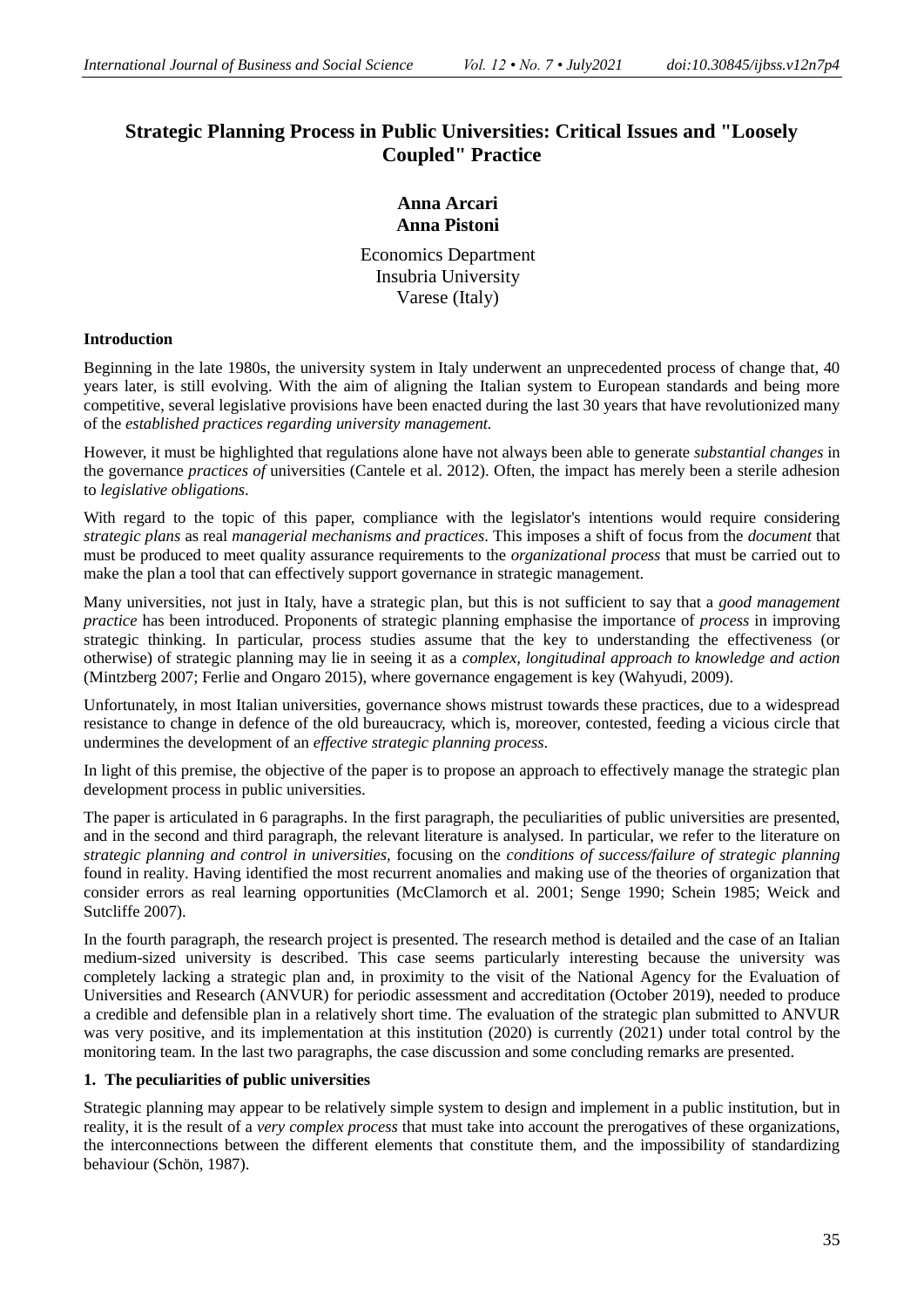# Strategic Planning Process in Public Universities: Critical Issues and "Loosely Coupled" Practice

**Anna Arcari**
**Anna Pistoni**

Economics Department
Insubria University
Varese (Italy)

### Introduction

Beginning in the late 1980s, the university system in Italy underwent an unprecedented process of change that, 40 years later, is still evolving. With the aim of aligning the Italian system to European standards and being more competitive, several legislative provisions have been enacted during the last 30 years that have revolutionized many of the *established practices regarding university management.*

However, it must be highlighted that regulations alone have not always been able to generate *substantial changes* in the governance *practices of* universities (Cantele et al. 2012). Often, the impact has merely been a sterile adhesion to *legislative obligations*.

With regard to the topic of this paper, compliance with the legislator's intentions would require considering *strategic plans* as real *managerial mechanisms and practices*. This imposes a shift of focus from the *document* that must be produced to meet quality assurance requirements to the *organizational process* that must be carried out to make the plan a tool that can effectively support governance in strategic management.

Many universities, not just in Italy, have a strategic plan, but this is not sufficient to say that a *good management practice* has been introduced. Proponents of strategic planning emphasise the importance of *process* in improving strategic thinking. In particular, process studies assume that the key to understanding the effectiveness (or otherwise) of strategic planning may lie in seeing it as a *complex, longitudinal approach to knowledge and action* (Mintzberg 2007; Ferlie and Ongaro 2015), where governance engagement is key (Wahyudi, 2009).

Unfortunately, in most Italian universities, governance shows mistrust towards these practices, due to a widespread resistance to change in defence of the old bureaucracy, which is, moreover, contested, feeding a vicious circle that undermines the development of an *effective strategic planning process*.

In light of this premise, the objective of the paper is to propose an approach to effectively manage the strategic plan development process in public universities.

The paper is articulated in 6 paragraphs. In the first paragraph, the peculiarities of public universities are presented, and in the second and third paragraph, the relevant literature is analysed. In particular, we refer to the literature on *strategic planning and control in universities,* focusing on the *conditions of success/failure of strategic planning* found in reality. Having identified the most recurrent anomalies and making use of the theories of organization that consider errors as real learning opportunities (McClamorch et al. 2001; Senge 1990; Schein 1985; Weick and Sutcliffe 2007).

In the fourth paragraph, the research project is presented. The research method is detailed and the case of an Italian medium-sized university is described. This case seems particularly interesting because the university was completely lacking a strategic plan and, in proximity to the visit of the National Agency for the Evaluation of Universities and Research (ANVUR) for periodic assessment and accreditation (October 2019), needed to produce a credible and defensible plan in a relatively short time. The evaluation of the strategic plan submitted to ANVUR was very positive, and its implementation at this institution (2020) is currently (2021) under total control by the monitoring team. In the last two paragraphs, the case discussion and some concluding remarks are presented.

### 1. The peculiarities of public universities

Strategic planning may appear to be relatively simple system to design and implement in a public institution, but in reality, it is the result of a *very complex process* that must take into account the prerogatives of these organizations, the interconnections between the different elements that constitute them, and the impossibility of standardizing behaviour (Schön, 1987).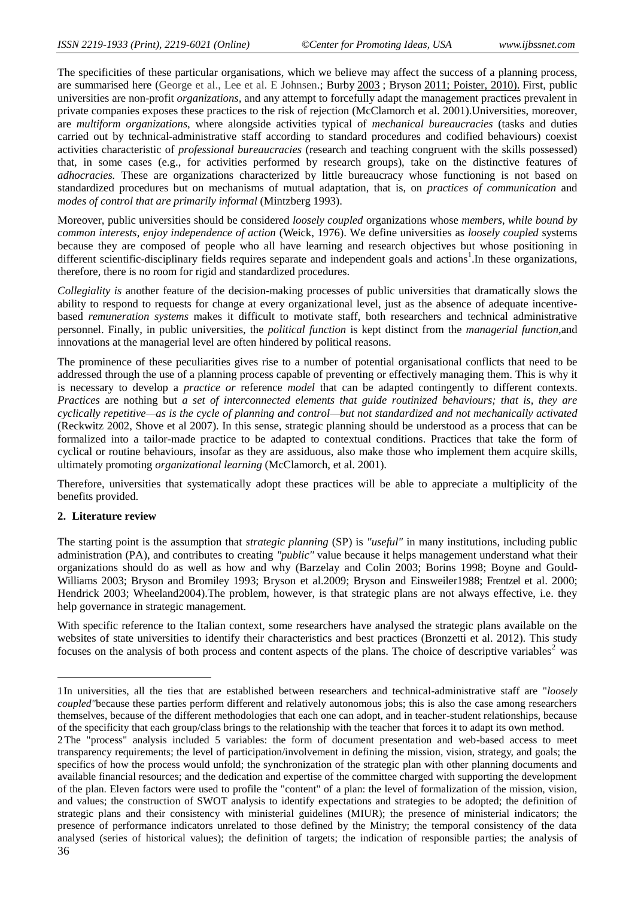The specificities of these particular organisations, which we believe may affect the success of a planning process, are summarised here (George et al., Lee et al. E Johnsen.; Burby 2003 ; Bryson 2011; Poister, 2010). First, public universities are non-profit *organizations,* and any attempt to forcefully adapt the management practices prevalent in private companies exposes these practices to the risk of rejection (McClamorch et al. 2001).Universities, moreover, are *multiform organizations*, where alongside activities typical of *mechanical bureaucracies* (tasks and duties carried out by technical-administrative staff according to standard procedures and codified behaviours) coexist activities characteristic of *professional bureaucracies* (research and teaching congruent with the skills possessed) that, in some cases (e.g., for activities performed by research groups), take on the distinctive features of *adhocracies.* These are organizations characterized by little bureaucracy whose functioning is not based on standardized procedures but on mechanisms of mutual adaptation, that is, on *practices of communication* and *modes of control that are primarily informal* (Mintzberg 1993).

Moreover, public universities should be considered *loosely coupled* organizations whose *members, while bound by common interests, enjoy independence of action* (Weick, 1976). We define universities as *loosely coupled* systems because they are composed of people who all have learning and research objectives but whose positioning in different scientific-disciplinary fields requires separate and independent goals and actions[1].In these organizations, therefore, there is no room for rigid and standardized procedures.

*Collegiality is* another feature of the decision-making processes of public universities that dramatically slows the ability to respond to requests for change at every organizational level, just as the absence of adequate incentive-based *remuneration systems* makes it difficult to motivate staff, both researchers and technical administrative personnel. Finally, in public universities, the *political function* is kept distinct from the *managerial function,*and innovations at the managerial level are often hindered by political reasons.

The prominence of these peculiarities gives rise to a number of potential organisational conflicts that need to be addressed through the use of a planning process capable of preventing or effectively managing them. This is why it is necessary to develop a *practice or* reference *model* that can be adapted contingently to different contexts. *Practices* are nothing but *a set of interconnected elements that guide routinized behaviours; that is, they are cyclically repetitive—as is the cycle of planning and control—but not standardized and not mechanically activated* (Reckwitz 2002, Shove et al 2007). In this sense, strategic planning should be understood as a process that can be formalized into a tailor-made practice to be adapted to contextual conditions. Practices that take the form of cyclical or routine behaviours, insofar as they are assiduous, also make those who implement them acquire skills, ultimately promoting *organizational learning* (McClamorch, et al. 2001).

Therefore, universities that systematically adopt these practices will be able to appreciate a multiplicity of the benefits provided.

## 2. Literature review

The starting point is the assumption that *strategic planning* (SP) is *"useful"* in many institutions, including public administration (PA), and contributes to creating *"public"* value because it helps management understand what their organizations should do as well as how and why (Barzelay and Colin 2003; Borins 1998; Boyne and Gould-Williams 2003; Bryson and Bromiley 1993; Bryson et al.2009; Bryson and Einsweiler1988; Frentzel et al. 2000; Hendrick 2003; Wheeland2004).The problem, however, is that strategic plans are not always effective, i.e. they help governance in strategic management.

With specific reference to the Italian context, some researchers have analysed the strategic plans available on the websites of state universities to identify their characteristics and best practices (Bronzetti et al. 2012). This study focuses on the analysis of both process and content aspects of the plans. The choice of descriptive variables[2] was

---

1In universities, all the ties that are established between researchers and technical-administrative staff are "*loosely coupled"*because these parties perform different and relatively autonomous jobs; this is also the case among researchers themselves, because of the different methodologies that each one can adopt, and in teacher-student relationships, because of the specificity that each group/class brings to the relationship with the teacher that forces it to adapt its own method.

2The "process" analysis included 5 variables: the form of document presentation and web-based access to meet transparency requirements; the level of participation/involvement in defining the mission, vision, strategy, and goals; the specifics of how the process would unfold; the synchronization of the strategic plan with other planning documents and available financial resources; and the dedication and expertise of the committee charged with supporting the development of the plan. Eleven factors were used to profile the "content" of a plan: the level of formalization of the mission, vision, and values; the construction of SWOT analysis to identify expectations and strategies to be adopted; the definition of strategic plans and their consistency with ministerial guidelines (MIUR); the presence of ministerial indicators; the presence of performance indicators unrelated to those defined by the Ministry; the temporal consistency of the data analysed (series of historical values); the definition of targets; the indication of responsible parties; the analysis of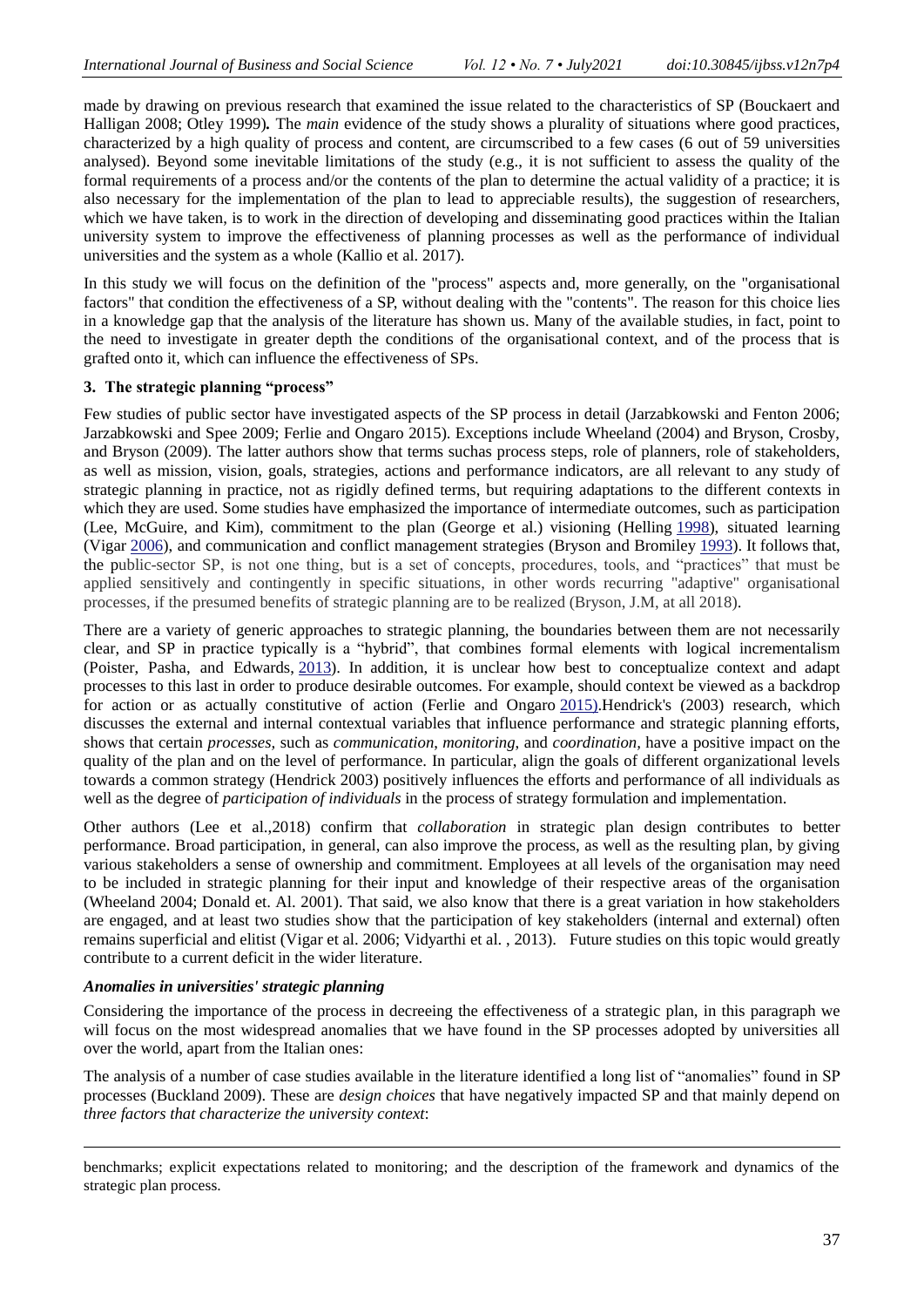made by drawing on previous research that examined the issue related to the characteristics of SP (Bouckaert and Halligan 2008; Otley 1999)**.** The *main* evidence of the study shows a plurality of situations where good practices, characterized by a high quality of process and content, are circumscribed to a few cases (6 out of 59 universities analysed). Beyond some inevitable limitations of the study (e.g., it is not sufficient to assess the quality of the formal requirements of a process and/or the contents of the plan to determine the actual validity of a practice; it is also necessary for the implementation of the plan to lead to appreciable results), the suggestion of researchers, which we have taken, is to work in the direction of developing and disseminating good practices within the Italian university system to improve the effectiveness of planning processes as well as the performance of individual universities and the system as a whole (Kallio et al. 2017).

In this study we will focus on the definition of the "process" aspects and, more generally, on the "organisational factors" that condition the effectiveness of a SP, without dealing with the "contents". The reason for this choice lies in a knowledge gap that the analysis of the literature has shown us. Many of the available studies, in fact, point to the need to investigate in greater depth the conditions of the organisational context, and of the process that is grafted onto it, which can influence the effectiveness of SPs.

## 3. The strategic planning "process"

Few studies of public sector have investigated aspects of the SP process in detail (Jarzabkowski and Fenton 2006; Jarzabkowski and Spee 2009; Ferlie and Ongaro 2015). Exceptions include Wheeland (2004) and Bryson, Crosby, and Bryson (2009). The latter authors show that terms suchas process steps, role of planners, role of stakeholders, as well as mission, vision, goals, strategies, actions and performance indicators, are all relevant to any study of strategic planning in practice, not as rigidly defined terms, but requiring adaptations to the different contexts in which they are used. Some studies have emphasized the importance of intermediate outcomes, such as participation (Lee, McGuire, and Kim), commitment to the plan (George et al.) visioning (Helling 1998), situated learning (Vigar 2006), and communication and conflict management strategies (Bryson and Bromiley 1993). It follows that, the public-sector SP, is not one thing, but is a set of concepts, procedures, tools, and "practices" that must be applied sensitively and contingently in specific situations, in other words recurring "adaptive" organisational processes, if the presumed benefits of strategic planning are to be realized (Bryson, J.M, at all 2018).

There are a variety of generic approaches to strategic planning, the boundaries between them are not necessarily clear, and SP in practice typically is a "hybrid", that combines formal elements with logical incrementalism (Poister, Pasha, and Edwards, 2013). In addition, it is unclear how best to conceptualize context and adapt processes to this last in order to produce desirable outcomes. For example, should context be viewed as a backdrop for action or as actually constitutive of action (Ferlie and Ongaro 2015).Hendrick's (2003) research, which discusses the external and internal contextual variables that influence performance and strategic planning efforts, shows that certain *processes*, such as *communication*, *monitoring*, and *coordination*, have a positive impact on the quality of the plan and on the level of performance. In particular, align the goals of different organizational levels towards a common strategy (Hendrick 2003) positively influences the efforts and performance of all individuals as well as the degree of *participation of individuals* in the process of strategy formulation and implementation.

Other authors (Lee et al.,2018) confirm that *collaboration* in strategic plan design contributes to better performance. Broad participation, in general, can also improve the process, as well as the resulting plan, by giving various stakeholders a sense of ownership and commitment. Employees at all levels of the organisation may need to be included in strategic planning for their input and knowledge of their respective areas of the organisation (Wheeland 2004; Donald et. Al. 2001). That said, we also know that there is a great variation in how stakeholders are engaged, and at least two studies show that the participation of key stakeholders (internal and external) often remains superficial and elitist (Vigar et al. 2006; Vidyarthi et al. , 2013). Future studies on this topic would greatly contribute to a current deficit in the wider literature.

### *Anomalies in universities' strategic planning*

Considering the importance of the process in decreeing the effectiveness of a strategic plan, in this paragraph we will focus on the most widespread anomalies that we have found in the SP processes adopted by universities all over the world, apart from the Italian ones:

The analysis of a number of case studies available in the literature identified a long list of "anomalies" found in SP processes (Buckland 2009). These are *design choices* that have negatively impacted SP and that mainly depend on *three factors that characterize the university context*:

---

benchmarks; explicit expectations related to monitoring; and the description of the framework and dynamics of the strategic plan process.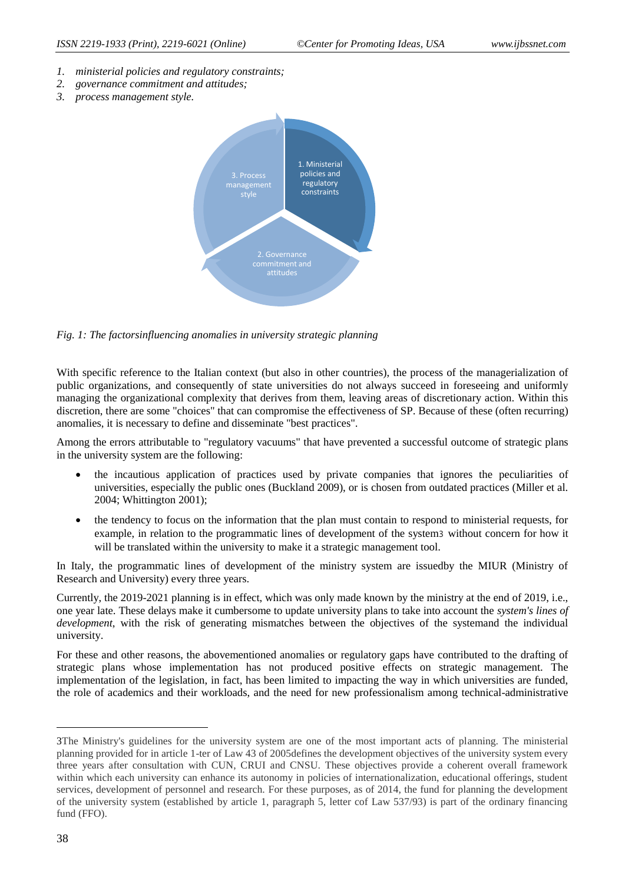1. *ministerial policies and regulatory constraints;*
2. *governance commitment and attitudes;*
3. *process management style.*

1. Ministerial policies and regulatory constraints

2. Governance commitment and attitudes

3. Process management style

*Fig. 1: The factorsinfluencing anomalies in university strategic planning*

With specific reference to the Italian context (but also in other countries), the process of the managerialization of public organizations, and consequently of state universities do not always succeed in foreseeing and uniformly managing the organizational complexity that derives from them, leaving areas of discretionary action. Within this discretion, there are some "choices" that can compromise the effectiveness of SP. Because of these (often recurring) anomalies, it is necessary to define and disseminate "best practices".

Among the errors attributable to "regulatory vacuums" that have prevented a successful outcome of strategic plans in the university system are the following:

- the incautious application of practices used by private companies that ignores the peculiarities of universities, especially the public ones (Buckland 2009), or is chosen from outdated practices (Miller et al. 2004; Whittington 2001);
- the tendency to focus on the information that the plan must contain to respond to ministerial requests, for example, in relation to the programmatic lines of development of the system[3] without concern for how it will be translated within the university to make it a strategic management tool.

In Italy, the programmatic lines of development of the ministry system are issuedby the MIUR (Ministry of Research and University) every three years.

Currently, the 2019-2021 planning is in effect, which was only made known by the ministry at the end of 2019, i.e., one year late. These delays make it cumbersome to update university plans to take into account the *system's lines of development*, with the risk of generating mismatches between the objectives of the systemand the individual university.

For these and other reasons, the abovementioned anomalies or regulatory gaps have contributed to the drafting of strategic plans whose implementation has not produced positive effects on strategic management. The implementation of the legislation, in fact, has been limited to impacting the way in which universities are funded, the role of academics and their workloads, and the need for new professionalism among technical-administrative

---

3The Ministry's guidelines for the university system are one of the most important acts of planning. The ministerial planning provided for in article 1-ter of Law 43 of 2005defines the development objectives of the university system every three years after consultation with CUN, CRUI and CNSU. These objectives provide a coherent overall framework within which each university can enhance its autonomy in policies of internationalization, educational offerings, student services, development of personnel and research. For these purposes, as of 2014, the fund for planning the development of the university system (established by article 1, paragraph 5, letter cof Law 537/93) is part of the ordinary financing fund (FFO).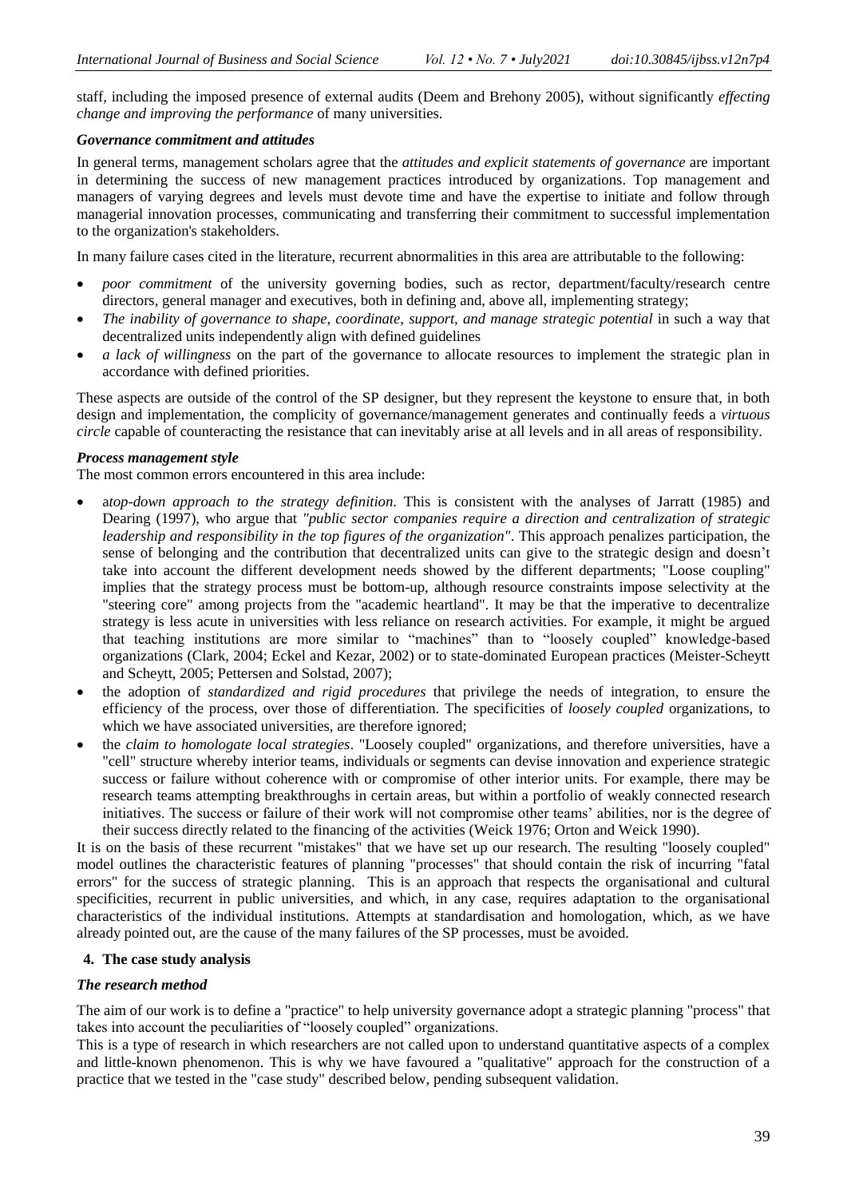staff, including the imposed presence of external audits (Deem and Brehony 2005), without significantly *effecting change and improving the performance* of many universities.

### *Governance commitment and attitudes*

In general terms, management scholars agree that the *attitudes and explicit statements of governance* are important in determining the success of new management practices introduced by organizations. Top management and managers of varying degrees and levels must devote time and have the expertise to initiate and follow through managerial innovation processes, communicating and transferring their commitment to successful implementation to the organization's stakeholders.

In many failure cases cited in the literature, recurrent abnormalities in this area are attributable to the following:

- *poor commitment* of the university governing bodies, such as rector, department/faculty/research centre directors, general manager and executives, both in defining and, above all, implementing strategy;
- *The inability of governance to shape, coordinate, support, and manage strategic potential* in such a way that decentralized units independently align with defined guidelines
- *a lack of willingness* on the part of the governance to allocate resources to implement the strategic plan in accordance with defined priorities.

These aspects are outside of the control of the SP designer, but they represent the keystone to ensure that, in both design and implementation, the complicity of governance/management generates and continually feeds a *virtuous circle* capable of counteracting the resistance that can inevitably arise at all levels and in all areas of responsibility.

### *Process management style*

The most common errors encountered in this area include:

- a*top-down approach to the strategy definition*. This is consistent with the analyses of Jarratt (1985) and Dearing (1997), who argue that *"public sector companies require a direction and centralization of strategic leadership and responsibility in the top figures of the organization"*. This approach penalizes participation, the sense of belonging and the contribution that decentralized units can give to the strategic design and doesn't take into account the different development needs showed by the different departments; "Loose coupling" implies that the strategy process must be bottom-up, although resource constraints impose selectivity at the "steering core" among projects from the "academic heartland". It may be that the imperative to decentralize strategy is less acute in universities with less reliance on research activities. For example, it might be argued that teaching institutions are more similar to "machines" than to "loosely coupled" knowledge-based organizations (Clark, 2004; Eckel and Kezar, 2002) or to state-dominated European practices (Meister-Scheytt and Scheytt, 2005; Pettersen and Solstad, 2007);
- the adoption of *standardized and rigid procedures* that privilege the needs of integration, to ensure the efficiency of the process, over those of differentiation. The specificities of *loosely coupled* organizations, to which we have associated universities, are therefore ignored;
- the *claim to homologate local strategies*. "Loosely coupled" organizations, and therefore universities, have a "cell" structure whereby interior teams, individuals or segments can devise innovation and experience strategic success or failure without coherence with or compromise of other interior units. For example, there may be research teams attempting breakthroughs in certain areas, but within a portfolio of weakly connected research initiatives. The success or failure of their work will not compromise other teams' abilities, nor is the degree of their success directly related to the financing of the activities (Weick 1976; Orton and Weick 1990).

It is on the basis of these recurrent "mistakes" that we have set up our research. The resulting "loosely coupled" model outlines the characteristic features of planning "processes" that should contain the risk of incurring "fatal errors" for the success of strategic planning. This is an approach that respects the organisational and cultural specificities, recurrent in public universities, and which, in any case, requires adaptation to the organisational characteristics of the individual institutions. Attempts at standardisation and homologation, which, as we have already pointed out, are the cause of the many failures of the SP processes, must be avoided.

## 4. The case study analysis

### *The research method*

The aim of our work is to define a "practice" to help university governance adopt a strategic planning "process" that takes into account the peculiarities of "loosely coupled" organizations.

This is a type of research in which researchers are not called upon to understand quantitative aspects of a complex and little-known phenomenon. This is why we have favoured a "qualitative" approach for the construction of a practice that we tested in the "case study" described below, pending subsequent validation.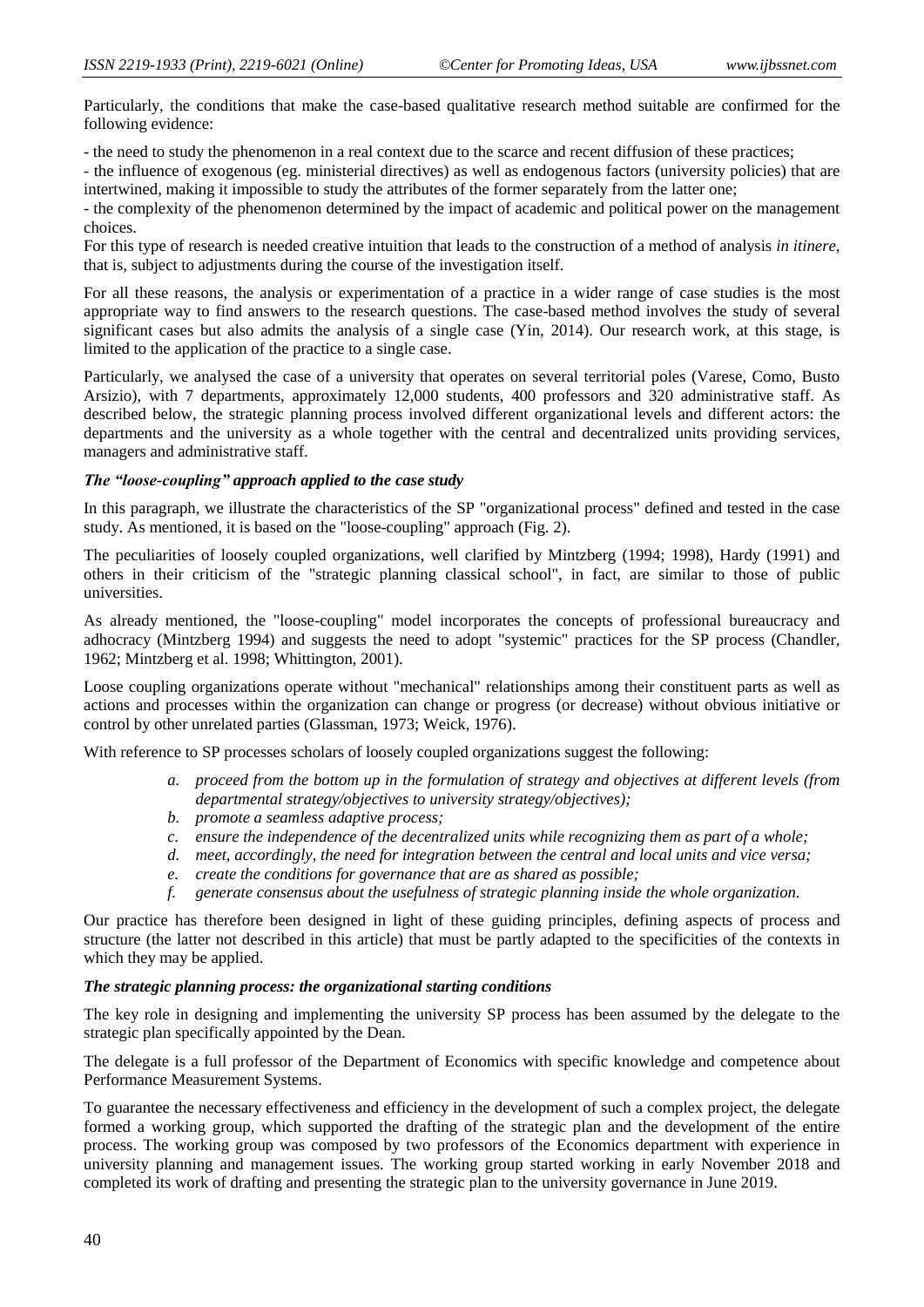Particularly, the conditions that make the case-based qualitative research method suitable are confirmed for the following evidence:

- the need to study the phenomenon in a real context due to the scarce and recent diffusion of these practices;
- the influence of exogenous (eg. ministerial directives) as well as endogenous factors (university policies) that are intertwined, making it impossible to study the attributes of the former separately from the latter one;
- the complexity of the phenomenon determined by the impact of academic and political power on the management choices.

For this type of research is needed creative intuition that leads to the construction of a method of analysis *in itinere*, that is, subject to adjustments during the course of the investigation itself.

For all these reasons, the analysis or experimentation of a practice in a wider range of case studies is the most appropriate way to find answers to the research questions. The case-based method involves the study of several significant cases but also admits the analysis of a single case (Yin, 2014). Our research work, at this stage, is limited to the application of the practice to a single case.

Particularly, we analysed the case of a university that operates on several territorial poles (Varese, Como, Busto Arsizio), with 7 departments, approximately 12,000 students, 400 professors and 320 administrative staff. As described below, the strategic planning process involved different organizational levels and different actors: the departments and the university as a whole together with the central and decentralized units providing services, managers and administrative staff.

***The "loose-coupling" approach applied to the case study***

In this paragraph, we illustrate the characteristics of the SP "organizational process" defined and tested in the case study. As mentioned, it is based on the "loose-coupling" approach (Fig. 2).

The peculiarities of loosely coupled organizations, well clarified by Mintzberg (1994; 1998), Hardy (1991) and others in their criticism of the "strategic planning classical school", in fact, are similar to those of public universities.

As already mentioned, the "loose-coupling" model incorporates the concepts of professional bureaucracy and adhocracy (Mintzberg 1994) and suggests the need to adopt "systemic" practices for the SP process (Chandler, 1962; Mintzberg et al. 1998; Whittington, 2001).

Loose coupling organizations operate without "mechanical" relationships among their constituent parts as well as actions and processes within the organization can change or progress (or decrease) without obvious initiative or control by other unrelated parties (Glassman, 1973; Weick, 1976).

With reference to SP processes scholars of loosely coupled organizations suggest the following:

*a. proceed from the bottom up in the formulation of strategy and objectives at different levels (from departmental strategy/objectives to university strategy/objectives);*
*b. promote a seamless adaptive process;*
*c. ensure the independence of the decentralized units while recognizing them as part of a whole;*
*d. meet, accordingly, the need for integration between the central and local units and vice versa;*
*e. create the conditions for governance that are as shared as possible;*
*f. generate consensus about the usefulness of strategic planning inside the whole organization.*

Our practice has therefore been designed in light of these guiding principles, defining aspects of process and structure (the latter not described in this article) that must be partly adapted to the specificities of the contexts in which they may be applied.

***The strategic planning process: the organizational starting conditions***

The key role in designing and implementing the university SP process has been assumed by the delegate to the strategic plan specifically appointed by the Dean.

The delegate is a full professor of the Department of Economics with specific knowledge and competence about Performance Measurement Systems.

To guarantee the necessary effectiveness and efficiency in the development of such a complex project, the delegate formed a working group, which supported the drafting of the strategic plan and the development of the entire process. The working group was composed by two professors of the Economics department with experience in university planning and management issues. The working group started working in early November 2018 and completed its work of drafting and presenting the strategic plan to the university governance in June 2019.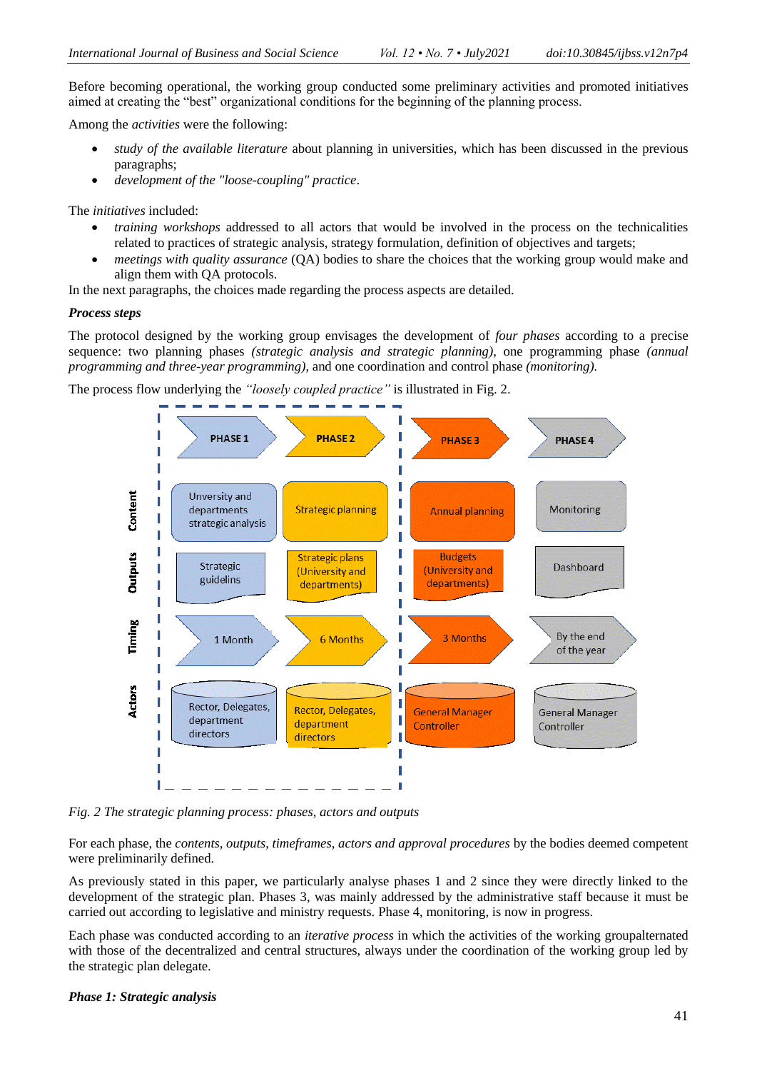Before becoming operational, the working group conducted some preliminary activities and promoted initiatives aimed at creating the "best" organizational conditions for the beginning of the planning process.

Among the *activities* were the following:

- *study of the available literature* about planning in universities, which has been discussed in the previous paragraphs;
- *development of the "loose-coupling" practice*.

The *initiatives* included:

- *training workshops* addressed to all actors that would be involved in the process on the technicalities related to practices of strategic analysis, strategy formulation, definition of objectives and targets;
- *meetings with quality assurance* (QA) bodies to share the choices that the working group would make and align them with QA protocols.

In the next paragraphs, the choices made regarding the process aspects are detailed.

***Process steps***

The protocol designed by the working group envisages the development of *four phases* according to a precise sequence: two planning phases *(strategic analysis and strategic planning)*, one programming phase *(annual programming and three-year programming)*, and one coordination and control phase *(monitoring)*.

The process flow underlying the *"loosely coupled practice"* is illustrated in Fig. 2.

| | PHASE 1 | PHASE 2 | PHASE 3 | PHASE 4 |
|---|---|---|---|---|
| Content | Unversity and departments strategic analysis | Strategic planning | Annual planning | Monitoring |
| Outputs | Strategic guidelins | Strategic plans (University and departments) | Budgets (University and departments) | Dashboard |
| Timing | 1 Month | 6 Months | 3 Months | By the end of the year |
| Actors | Rector, Delegates, department directors | Rector, Delegates, department directors | General Manager Controller | General Manager Controller |

*Fig. 2 The strategic planning process: phases, actors and outputs*

For each phase, the *contents, outputs, timeframes, actors and approval procedures* by the bodies deemed competent were preliminarily defined.

As previously stated in this paper, we particularly analyse phases 1 and 2 since they were directly linked to the development of the strategic plan. Phases 3, was mainly addressed by the administrative staff because it must be carried out according to legislative and ministry requests. Phase 4, monitoring, is now in progress.

Each phase was conducted according to an *iterative process* in which the activities of the working groupalternated with those of the decentralized and central structures, always under the coordination of the working group led by the strategic plan delegate.

***Phase 1: Strategic analysis***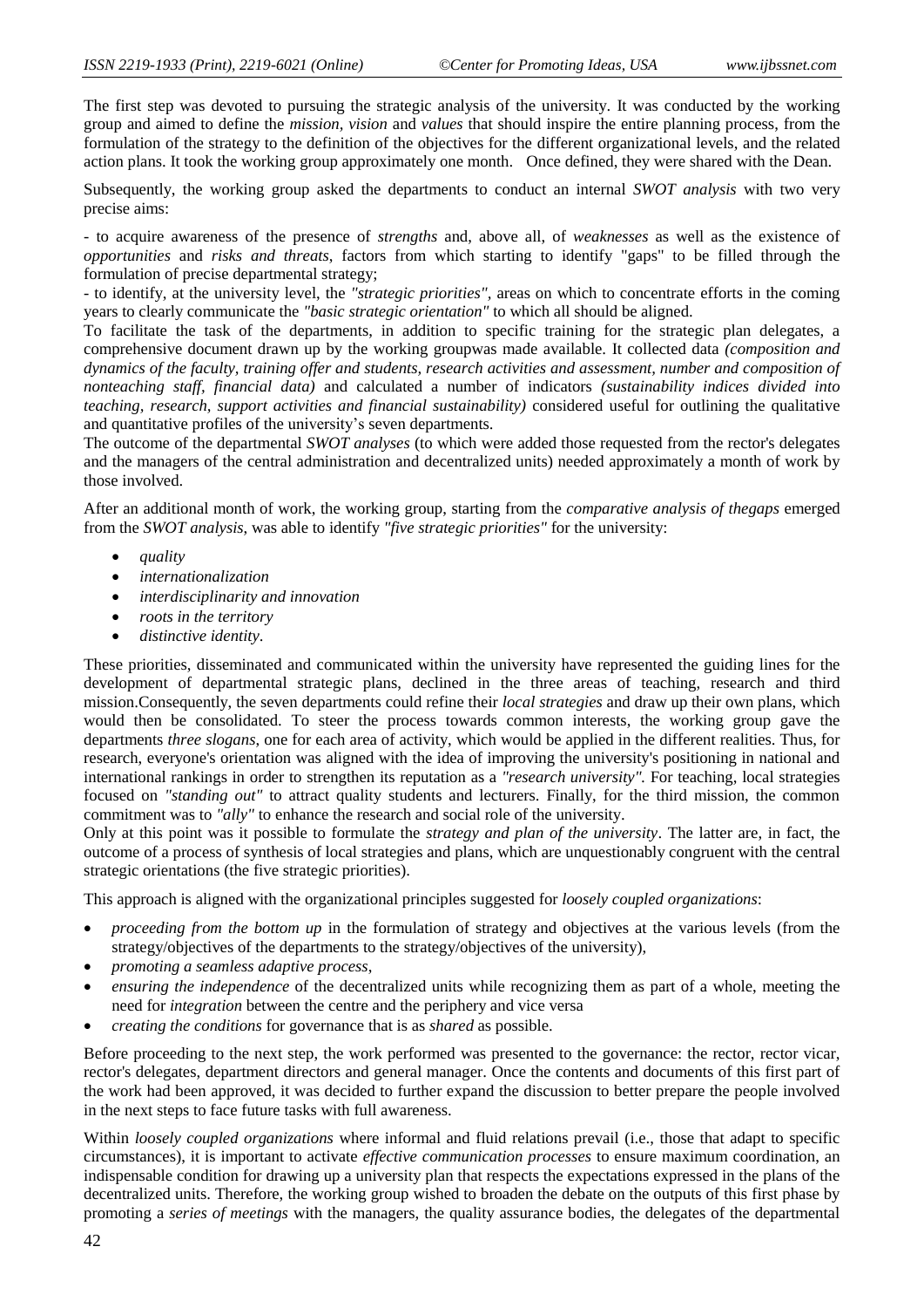The first step was devoted to pursuing the strategic analysis of the university. It was conducted by the working group and aimed to define the *mission*, *vision* and *values* that should inspire the entire planning process, from the formulation of the strategy to the definition of the objectives for the different organizational levels, and the related action plans. It took the working group approximately one month. Once defined, they were shared with the Dean.

Subsequently, the working group asked the departments to conduct an internal *SWOT analysis* with two very precise aims:

- to acquire awareness of the presence of *strengths* and, above all, of *weaknesses* as well as the existence of *opportunities* and *risks and threats*, factors from which starting to identify "gaps" to be filled through the formulation of precise departmental strategy;
- to identify, at the university level, the *"strategic priorities"*, areas on which to concentrate efforts in the coming years to clearly communicate the *"basic strategic orientation"* to which all should be aligned.

To facilitate the task of the departments, in addition to specific training for the strategic plan delegates, a comprehensive document drawn up by the working groupwas made available. It collected data *(composition and dynamics of the faculty, training offer and students, research activities and assessment, number and composition of nonteaching staff, financial data)* and calculated a number of indicators *(sustainability indices divided into teaching, research, support activities and financial sustainability)* considered useful for outlining the qualitative and quantitative profiles of the university's seven departments.

The outcome of the departmental *SWOT analyses* (to which were added those requested from the rector's delegates and the managers of the central administration and decentralized units) needed approximately a month of work by those involved.

After an additional month of work, the working group, starting from the *comparative analysis of thegaps* emerged from the *SWOT analysis*, was able to identify *"five strategic priorities"* for the university:

- *quality*
- *internationalization*
- *interdisciplinarity and innovation*
- *roots in the territory*
- *distinctive identity*.

These priorities, disseminated and communicated within the university have represented the guiding lines for the development of departmental strategic plans, declined in the three areas of teaching, research and third mission.Consequently, the seven departments could refine their *local strategies* and draw up their own plans, which would then be consolidated. To steer the process towards common interests, the working group gave the departments *three slogans*, one for each area of activity, which would be applied in the different realities. Thus, for research, everyone's orientation was aligned with the idea of improving the university's positioning in national and international rankings in order to strengthen its reputation as a *"research university"*. For teaching, local strategies focused on *"standing out"* to attract quality students and lecturers. Finally, for the third mission, the common commitment was to *"ally"* to enhance the research and social role of the university.

Only at this point was it possible to formulate the *strategy and plan of the university*. The latter are, in fact, the outcome of a process of synthesis of local strategies and plans, which are unquestionably congruent with the central strategic orientations (the five strategic priorities).

This approach is aligned with the organizational principles suggested for *loosely coupled organizations*:

- *proceeding from the bottom up* in the formulation of strategy and objectives at the various levels (from the strategy/objectives of the departments to the strategy/objectives of the university),
- *promoting a seamless adaptive process*,
- *ensuring the independence* of the decentralized units while recognizing them as part of a whole, meeting the need for *integration* between the centre and the periphery and vice versa
- *creating the conditions* for governance that is as *shared* as possible.

Before proceeding to the next step, the work performed was presented to the governance: the rector, rector vicar, rector's delegates, department directors and general manager. Once the contents and documents of this first part of the work had been approved, it was decided to further expand the discussion to better prepare the people involved in the next steps to face future tasks with full awareness.

Within *loosely coupled organizations* where informal and fluid relations prevail (i.e., those that adapt to specific circumstances), it is important to activate *effective communication processes* to ensure maximum coordination, an indispensable condition for drawing up a university plan that respects the expectations expressed in the plans of the decentralized units. Therefore, the working group wished to broaden the debate on the outputs of this first phase by promoting a *series of meetings* with the managers, the quality assurance bodies, the delegates of the departmental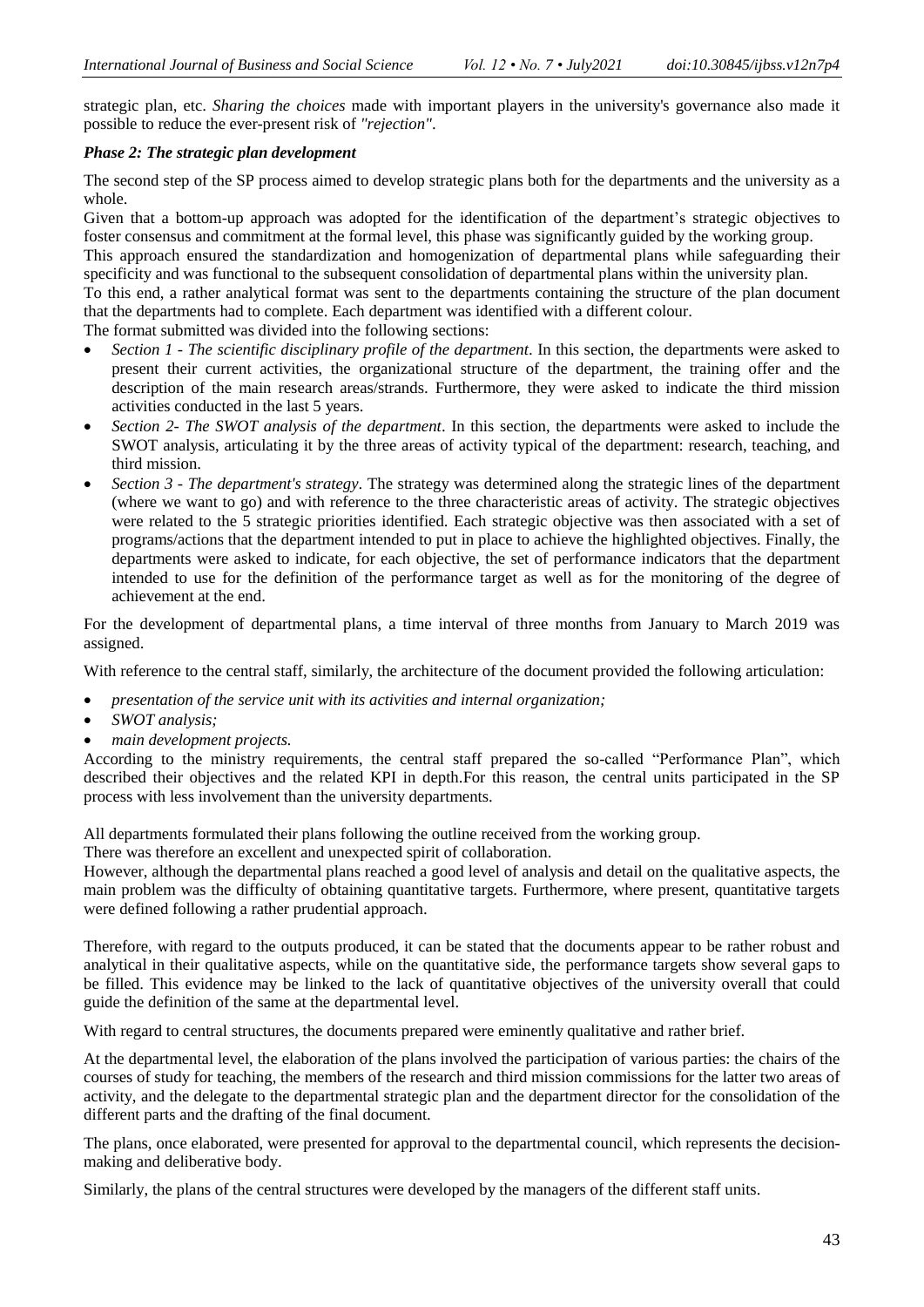strategic plan, etc. *Sharing the choices* made with important players in the university's governance also made it possible to reduce the ever-present risk of *"rejection"*.

### *Phase 2: The strategic plan development*

The second step of the SP process aimed to develop strategic plans both for the departments and the university as a whole.

Given that a bottom-up approach was adopted for the identification of the department's strategic objectives to foster consensus and commitment at the formal level, this phase was significantly guided by the working group.

This approach ensured the standardization and homogenization of departmental plans while safeguarding their specificity and was functional to the subsequent consolidation of departmental plans within the university plan.

To this end, a rather analytical format was sent to the departments containing the structure of the plan document that the departments had to complete. Each department was identified with a different colour.

The format submitted was divided into the following sections:

- *Section 1 - The scientific disciplinary profile of the department*. In this section, the departments were asked to present their current activities, the organizational structure of the department, the training offer and the description of the main research areas/strands. Furthermore, they were asked to indicate the third mission activities conducted in the last 5 years.
- *Section 2- The SWOT analysis of the department*. In this section, the departments were asked to include the SWOT analysis, articulating it by the three areas of activity typical of the department: research, teaching, and third mission.
- *Section 3 - The department's strategy*. The strategy was determined along the strategic lines of the department (where we want to go) and with reference to the three characteristic areas of activity. The strategic objectives were related to the 5 strategic priorities identified. Each strategic objective was then associated with a set of programs/actions that the department intended to put in place to achieve the highlighted objectives. Finally, the departments were asked to indicate, for each objective, the set of performance indicators that the department intended to use for the definition of the performance target as well as for the monitoring of the degree of achievement at the end.

For the development of departmental plans, a time interval of three months from January to March 2019 was assigned.

With reference to the central staff, similarly, the architecture of the document provided the following articulation:

- *presentation of the service unit with its activities and internal organization;*
- *SWOT analysis;*
- *main development projects.*

According to the ministry requirements, the central staff prepared the so-called "Performance Plan", which described their objectives and the related KPI in depth.For this reason, the central units participated in the SP process with less involvement than the university departments.

All departments formulated their plans following the outline received from the working group.

There was therefore an excellent and unexpected spirit of collaboration.

However, although the departmental plans reached a good level of analysis and detail on the qualitative aspects, the main problem was the difficulty of obtaining quantitative targets. Furthermore, where present, quantitative targets were defined following a rather prudential approach.

Therefore, with regard to the outputs produced, it can be stated that the documents appear to be rather robust and analytical in their qualitative aspects, while on the quantitative side, the performance targets show several gaps to be filled. This evidence may be linked to the lack of quantitative objectives of the university overall that could guide the definition of the same at the departmental level.

With regard to central structures, the documents prepared were eminently qualitative and rather brief.

At the departmental level, the elaboration of the plans involved the participation of various parties: the chairs of the courses of study for teaching, the members of the research and third mission commissions for the latter two areas of activity, and the delegate to the departmental strategic plan and the department director for the consolidation of the different parts and the drafting of the final document.

The plans, once elaborated, were presented for approval to the departmental council, which represents the decision-making and deliberative body.

Similarly, the plans of the central structures were developed by the managers of the different staff units.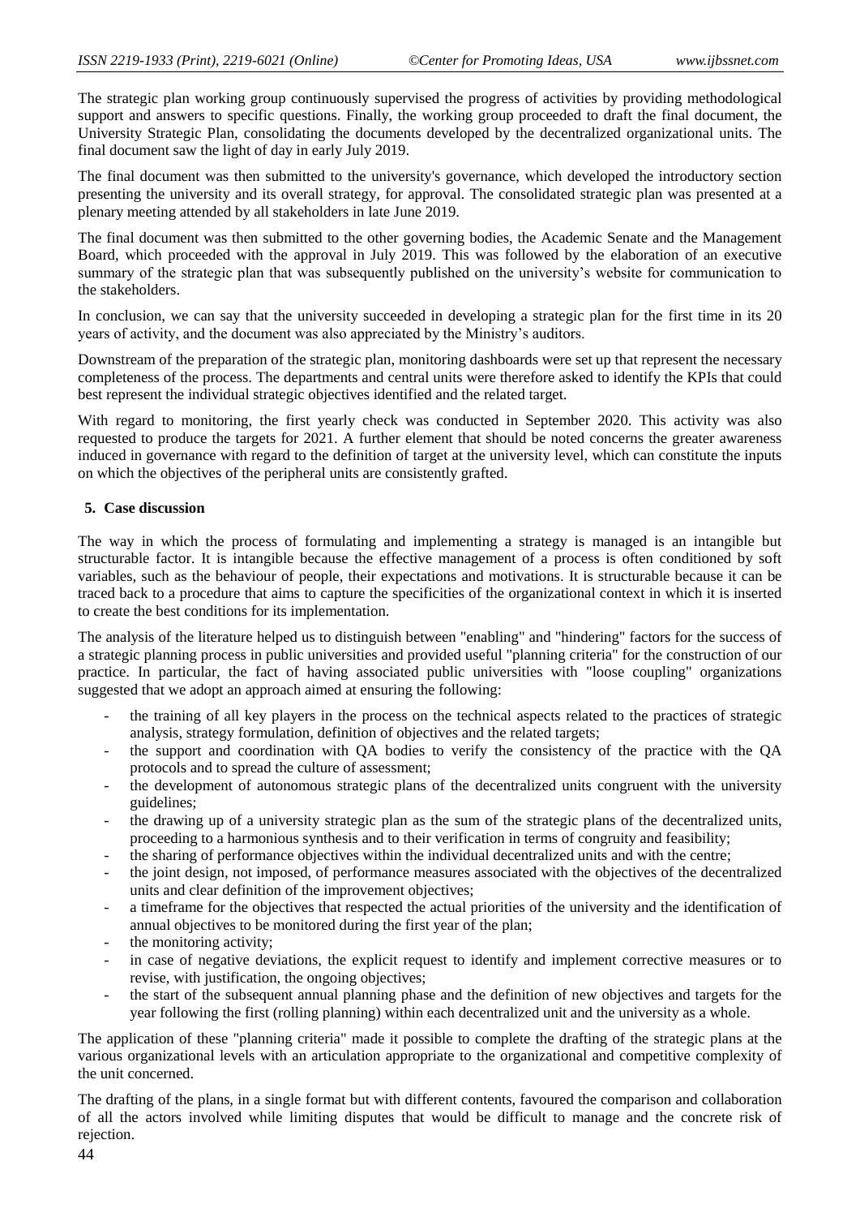The strategic plan working group continuously supervised the progress of activities by providing methodological support and answers to specific questions. Finally, the working group proceeded to draft the final document, the University Strategic Plan, consolidating the documents developed by the decentralized organizational units. The final document saw the light of day in early July 2019.

The final document was then submitted to the university's governance, which developed the introductory section presenting the university and its overall strategy, for approval. The consolidated strategic plan was presented at a plenary meeting attended by all stakeholders in late June 2019.

The final document was then submitted to the other governing bodies, the Academic Senate and the Management Board, which proceeded with the approval in July 2019. This was followed by the elaboration of an executive summary of the strategic plan that was subsequently published on the university's website for communication to the stakeholders.

In conclusion, we can say that the university succeeded in developing a strategic plan for the first time in its 20 years of activity, and the document was also appreciated by the Ministry's auditors.

Downstream of the preparation of the strategic plan, monitoring dashboards were set up that represent the necessary completeness of the process. The departments and central units were therefore asked to identify the KPIs that could best represent the individual strategic objectives identified and the related target.

With regard to monitoring, the first yearly check was conducted in September 2020. This activity was also requested to produce the targets for 2021. A further element that should be noted concerns the greater awareness induced in governance with regard to the definition of target at the university level, which can constitute the inputs on which the objectives of the peripheral units are consistently grafted.

## 5. Case discussion

The way in which the process of formulating and implementing a strategy is managed is an intangible but structurable factor. It is intangible because the effective management of a process is often conditioned by soft variables, such as the behaviour of people, their expectations and motivations. It is structurable because it can be traced back to a procedure that aims to capture the specificities of the organizational context in which it is inserted to create the best conditions for its implementation.

The analysis of the literature helped us to distinguish between "enabling" and "hindering" factors for the success of a strategic planning process in public universities and provided useful "planning criteria" for the construction of our practice. In particular, the fact of having associated public universities with "loose coupling" organizations suggested that we adopt an approach aimed at ensuring the following:

- the training of all key players in the process on the technical aspects related to the practices of strategic analysis, strategy formulation, definition of objectives and the related targets;
- the support and coordination with QA bodies to verify the consistency of the practice with the QA protocols and to spread the culture of assessment;
- the development of autonomous strategic plans of the decentralized units congruent with the university guidelines;
- the drawing up of a university strategic plan as the sum of the strategic plans of the decentralized units, proceeding to a harmonious synthesis and to their verification in terms of congruity and feasibility;
- the sharing of performance objectives within the individual decentralized units and with the centre;
- the joint design, not imposed, of performance measures associated with the objectives of the decentralized units and clear definition of the improvement objectives;
- a timeframe for the objectives that respected the actual priorities of the university and the identification of annual objectives to be monitored during the first year of the plan;
- the monitoring activity;
- in case of negative deviations, the explicit request to identify and implement corrective measures or to revise, with justification, the ongoing objectives;
- the start of the subsequent annual planning phase and the definition of new objectives and targets for the year following the first (rolling planning) within each decentralized unit and the university as a whole.

The application of these "planning criteria" made it possible to complete the drafting of the strategic plans at the various organizational levels with an articulation appropriate to the organizational and competitive complexity of the unit concerned.

The drafting of the plans, in a single format but with different contents, favoured the comparison and collaboration of all the actors involved while limiting disputes that would be difficult to manage and the concrete risk of rejection.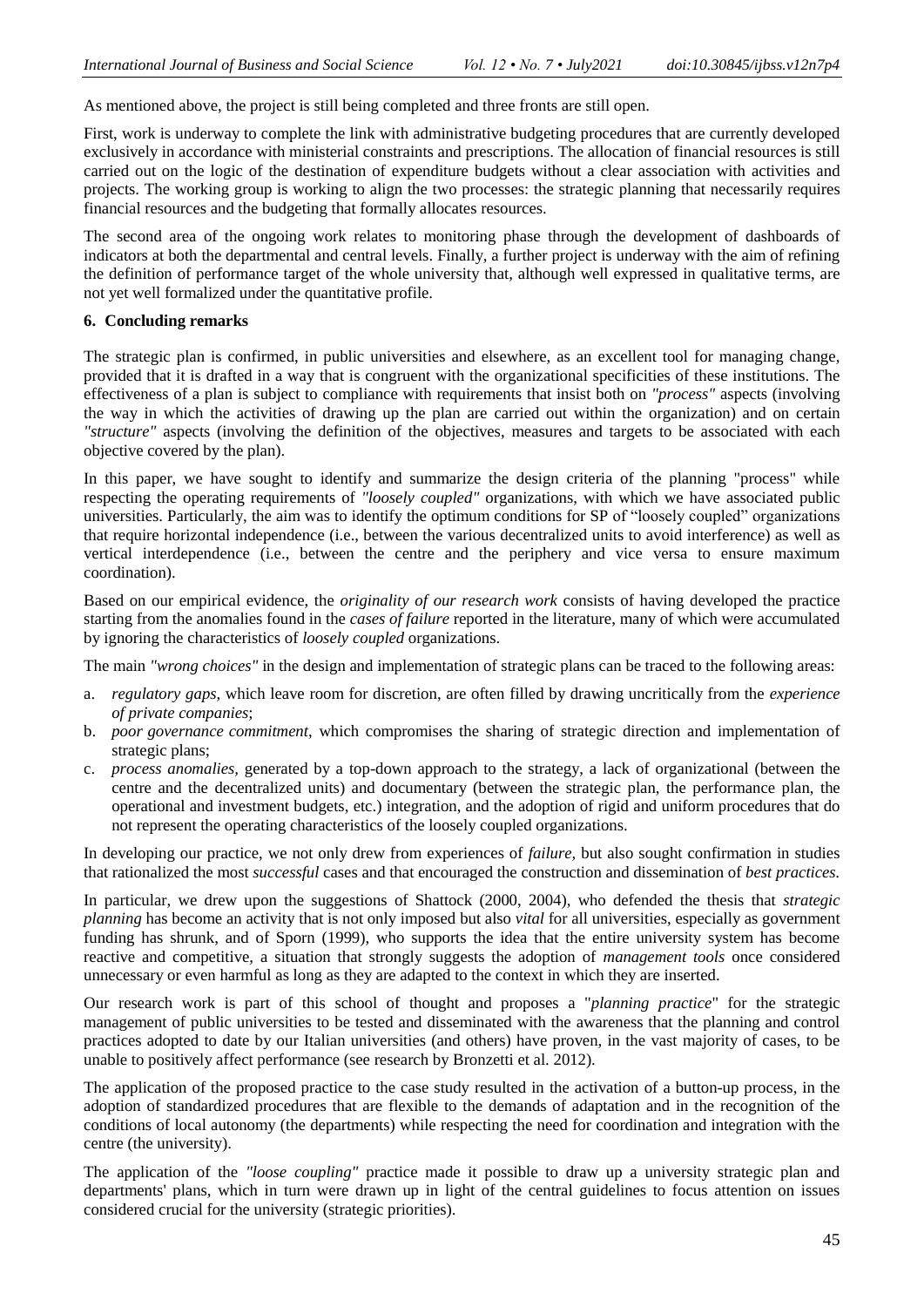As mentioned above, the project is still being completed and three fronts are still open.

First, work is underway to complete the link with administrative budgeting procedures that are currently developed exclusively in accordance with ministerial constraints and prescriptions. The allocation of financial resources is still carried out on the logic of the destination of expenditure budgets without a clear association with activities and projects. The working group is working to align the two processes: the strategic planning that necessarily requires financial resources and the budgeting that formally allocates resources.

The second area of the ongoing work relates to monitoring phase through the development of dashboards of indicators at both the departmental and central levels. Finally, a further project is underway with the aim of refining the definition of performance target of the whole university that, although well expressed in qualitative terms, are not yet well formalized under the quantitative profile.

## 6. Concluding remarks

The strategic plan is confirmed, in public universities and elsewhere, as an excellent tool for managing change, provided that it is drafted in a way that is congruent with the organizational specificities of these institutions. The effectiveness of a plan is subject to compliance with requirements that insist both on *"process"* aspects (involving the way in which the activities of drawing up the plan are carried out within the organization) and on certain *"structure"* aspects (involving the definition of the objectives, measures and targets to be associated with each objective covered by the plan).

In this paper, we have sought to identify and summarize the design criteria of the planning "process" while respecting the operating requirements of *"loosely coupled"* organizations, with which we have associated public universities. Particularly, the aim was to identify the optimum conditions for SP of "loosely coupled" organizations that require horizontal independence (i.e., between the various decentralized units to avoid interference) as well as vertical interdependence (i.e., between the centre and the periphery and vice versa to ensure maximum coordination).

Based on our empirical evidence, the *originality of our research work* consists of having developed the practice starting from the anomalies found in the *cases of failure* reported in the literature, many of which were accumulated by ignoring the characteristics of *loosely coupled* organizations.

The main *"wrong choices"* in the design and implementation of strategic plans can be traced to the following areas:

a. *regulatory gaps*, which leave room for discretion, are often filled by drawing uncritically from the *experience of private companies*;
b. *poor governance commitment*, which compromises the sharing of strategic direction and implementation of strategic plans;
c. *process anomalies*, generated by a top-down approach to the strategy, a lack of organizational (between the centre and the decentralized units) and documentary (between the strategic plan, the performance plan, the operational and investment budgets, etc.) integration, and the adoption of rigid and uniform procedures that do not represent the operating characteristics of the loosely coupled organizations.

In developing our practice, we not only drew from experiences of *failure*, but also sought confirmation in studies that rationalized the most *successful* cases and that encouraged the construction and dissemination of *best practices.*

In particular, we drew upon the suggestions of Shattock (2000, 2004), who defended the thesis that *strategic planning* has become an activity that is not only imposed but also *vital* for all universities, especially as government funding has shrunk, and of Sporn (1999), who supports the idea that the entire university system has become reactive and competitive, a situation that strongly suggests the adoption of *management tools* once considered unnecessary or even harmful as long as they are adapted to the context in which they are inserted.

Our research work is part of this school of thought and proposes a "*planning practice*" for the strategic management of public universities to be tested and disseminated with the awareness that the planning and control practices adopted to date by our Italian universities (and others) have proven, in the vast majority of cases, to be unable to positively affect performance (see research by Bronzetti et al. 2012).

The application of the proposed practice to the case study resulted in the activation of a button-up process, in the adoption of standardized procedures that are flexible to the demands of adaptation and in the recognition of the conditions of local autonomy (the departments) while respecting the need for coordination and integration with the centre (the university).

The application of the *"loose coupling"* practice made it possible to draw up a university strategic plan and departments' plans, which in turn were drawn up in light of the central guidelines to focus attention on issues considered crucial for the university (strategic priorities).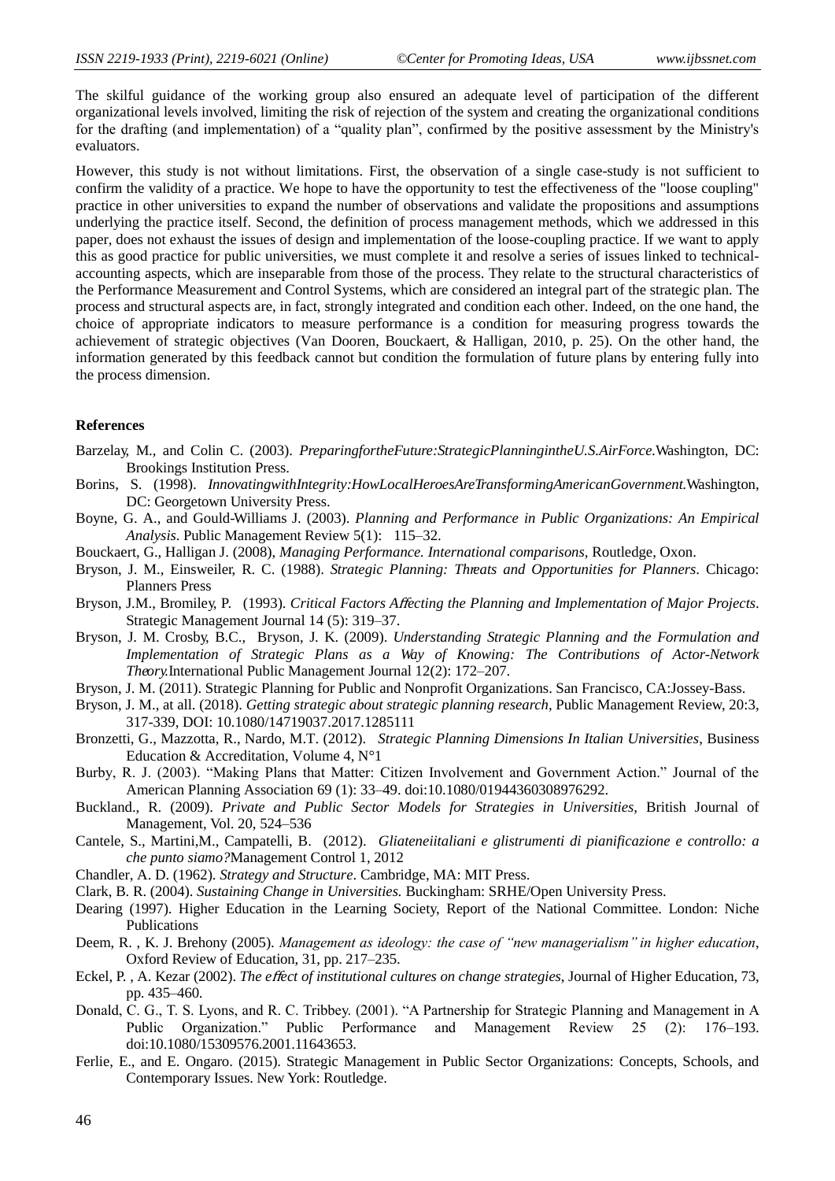The skilful guidance of the working group also ensured an adequate level of participation of the different organizational levels involved, limiting the risk of rejection of the system and creating the organizational conditions for the drafting (and implementation) of a "quality plan", confirmed by the positive assessment by the Ministry's evaluators.

However, this study is not without limitations. First, the observation of a single case-study is not sufficient to confirm the validity of a practice. We hope to have the opportunity to test the effectiveness of the "loose coupling" practice in other universities to expand the number of observations and validate the propositions and assumptions underlying the practice itself. Second, the definition of process management methods, which we addressed in this paper, does not exhaust the issues of design and implementation of the loose-coupling practice. If we want to apply this as good practice for public universities, we must complete it and resolve a series of issues linked to technical-accounting aspects, which are inseparable from those of the process. They relate to the structural characteristics of the Performance Measurement and Control Systems, which are considered an integral part of the strategic plan. The process and structural aspects are, in fact, strongly integrated and condition each other. Indeed, on the one hand, the choice of appropriate indicators to measure performance is a condition for measuring progress towards the achievement of strategic objectives (Van Dooren, Bouckaert, & Halligan, 2010, p. 25). On the other hand, the information generated by this feedback cannot but condition the formulation of future plans by entering fully into the process dimension.

## References

Barzelay, M., and Colin C. (2003). *PreparingfortheFuture:StrategicPlanningintheU.S.AirForce.*Washington, DC: Brookings Institution Press.

Borins, S. (1998). *InnovatingwithIntegrity:HowLocalHeroesAreTransformingAmericanGovernment.*Washington, DC: Georgetown University Press.

Boyne, G. A., and Gould-Williams J. (2003). *Planning and Performance in Public Organizations: An Empirical Analysis*. Public Management Review 5(1): 115–32.

Bouckaert, G., Halligan J. (2008), *Managing Performance. International comparisons,* Routledge, Oxon.

Bryson, J. M., Einsweiler, R. C. (1988). *Strategic Planning: Threats and Opportunities for Planners*. Chicago: Planners Press

Bryson, J.M., Bromiley, P. (1993). *Critical Factors Affecting the Planning and Implementation of Major Projects*. Strategic Management Journal 14 (5): 319–37.

Bryson, J. M. Crosby, B.C., Bryson, J. K. (2009). *Understanding Strategic Planning and the Formulation and Implementation of Strategic Plans as a Way of Knowing: The Contributions of Actor-Network Theory.*International Public Management Journal 12(2): 172–207.

Bryson, J. M. (2011). Strategic Planning for Public and Nonprofit Organizations. San Francisco, CA:Jossey-Bass.

Bryson, J. M., at all. (2018). *Getting strategic about strategic planning research,* Public Management Review, 20:3, 317-339, DOI: 10.1080/14719037.2017.1285111

Bronzetti, G., Mazzotta, R., Nardo, M.T. (2012). *Strategic Planning Dimensions In Italian Universities*, Business Education & Accreditation, Volume 4, N°1

Burby, R. J. (2003). "Making Plans that Matter: Citizen Involvement and Government Action." Journal of the American Planning Association 69 (1): 33–49. doi:10.1080/01944360308976292.

Buckland., R. (2009). *Private and Public Sector Models for Strategies in Universities,* British Journal of Management, Vol. 20, 524–536

Cantele, S., Martini,M., Campatelli, B. (2012). *Gliateneiitaliani e glistrumenti di pianificazione e controllo: a che punto siamo?*Management Control 1, 2012

Chandler, A. D. (1962). *Strategy and Structure*. Cambridge, MA: MIT Press.

Clark, B. R. (2004). *Sustaining Change in Universities.* Buckingham: SRHE/Open University Press.

Dearing (1997). Higher Education in the Learning Society, Report of the National Committee. London: Niche Publications

Deem, R. , K. J. Brehony (2005). *Management as ideology: the case of "new managerialism" in higher education*, Oxford Review of Education, 31, pp. 217–235.

Eckel, P. , A. Kezar (2002). *The effect of institutional cultures on change strategies*, Journal of Higher Education, 73, pp. 435–460.

Donald, C. G., T. S. Lyons, and R. C. Tribbey. (2001). "A Partnership for Strategic Planning and Management in A Public Organization." Public Performance and Management Review 25 (2): 176–193. doi:10.1080/15309576.2001.11643653.

Ferlie, E., and E. Ongaro. (2015). Strategic Management in Public Sector Organizations: Concepts, Schools, and Contemporary Issues. New York: Routledge.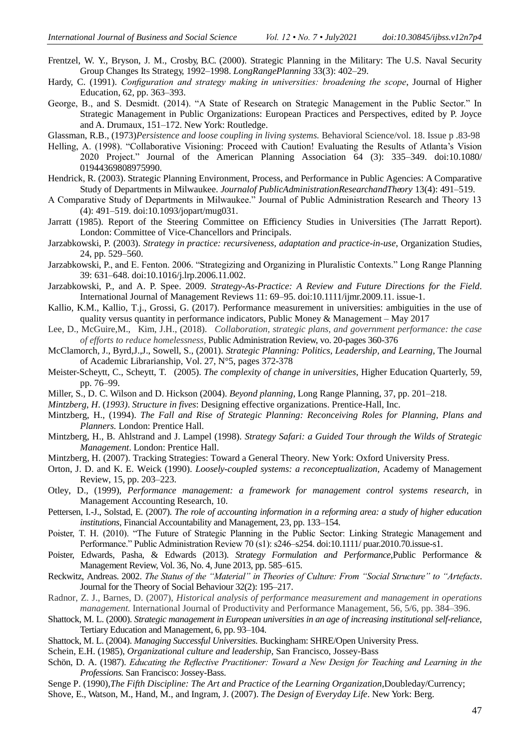Frentzel, W. Y., Bryson, J. M., Crosby, B.C. (2000). Strategic Planning in the Military: The U.S. Naval Security Group Changes Its Strategy, 1992–1998. *LongRangePlanning* 33(3): 402–29.

Hardy, C. (1991). *Configuration and strategy making in universities: broadening the scope*, Journal of Higher Education, 62, pp. 363–393.

George, B., and S. Desmidt. (2014). "A State of Research on Strategic Management in the Public Sector." In Strategic Management in Public Organizations: European Practices and Perspectives, edited by P. Joyce and A. Drumaux, 151–172. New York: Routledge.

Glassman, R.B., (1973)*Persistence and loose coupling in living systems.* Behavioral Science/vol. 18. Issue p .83-98

Helling, A. (1998). "Collaborative Visioning: Proceed with Caution! Evaluating the Results of Atlanta's Vision 2020 Project." Journal of the American Planning Association 64 (3): 335–349. doi:10.1080/ 01944369808975990.

Hendrick, R. (2003). Strategic Planning Environment, Process, and Performance in Public Agencies: A Comparative Study of Departments in Milwaukee. *Journalof PublicAdministrationResearchandTheory* 13(4): 491–519.

A Comparative Study of Departments in Milwaukee." Journal of Public Administration Research and Theory 13 (4): 491–519. doi:10.1093/jopart/mug031.

Jarratt (1985). Report of the Steering Committee on Efficiency Studies in Universities (The Jarratt Report). London: Committee of Vice-Chancellors and Principals.

Jarzabkowski, P. (2003). *Strategy in practice: recursiveness, adaptation and practice-in-use*, Organization Studies, 24, pp. 529–560.

Jarzabkowski, P., and E. Fenton. 2006. "Strategizing and Organizing in Pluralistic Contexts." Long Range Planning 39: 631–648. doi:10.1016/j.lrp.2006.11.002.

Jarzabkowski, P., and A. P. Spee. 2009. *Strategy-As-Practice: A Review and Future Directions for the Field*. International Journal of Management Reviews 11: 69–95. doi:10.1111/ijmr.2009.11. issue-1.

Kallio, K.M., Kallio, T.j., Grossi, G. (2017). Performance measurement in universities: ambiguities in the use of quality versus quantity in performance indicators, Public Money & Management – May 2017

Lee, D., McGuire,M., Kim, J.H., (2018). *Collaboration, strategic plans, and government performance: the case of efforts to reduce homelessness*, Public Administration Review, vo. 20-pages 360-376

McClamorch, J., Byrd,J.,J., Sowell, S., (2001). *Strategic Planning: Politics, Leadership, and Learning,* The Journal of Academic Librarianship, Vol. 27, N°5, pages 372-378

Meister-Scheytt, C., Scheytt, T. (2005). *The complexity of change in universities*, Higher Education Quarterly, 59, pp. 76–99.

Miller, S., D. C. Wilson and D. Hickson (2004). *Beyond planning*, Long Range Planning, 37, pp. 201–218.

*Mintzberg, H*. (*1993)*. *Structure in fives*: Designing effective organizations. Prentice-Hall, Inc.

Mintzberg, H., (1994). *The Fall and Rise of Strategic Planning: Reconceiving Roles for Planning, Plans and Planners.* London: Prentice Hall.

Mintzberg, H., B. Ahlstrand and J. Lampel (1998). *Strategy Safari: a Guided Tour through the Wilds of Strategic Management*. London: Prentice Hall.

Mintzberg, H. (2007). Tracking Strategies: Toward a General Theory. New York: Oxford University Press.

Orton, J. D. and K. E. Weick (1990). *Loosely-coupled systems: a reconceptualization,* Academy of Management Review, 15, pp. 203–223.

Otley, D., (1999), *Performance management: a framework for management control systems research,* in Management Accounting Research, 10.

Pettersen, I.-J., Solstad, E. (2007). *The role of accounting information in a reforming area: a study of higher education institutions*, Financial Accountability and Management, 23, pp. 133–154.

Poister, T. H. (2010). "The Future of Strategic Planning in the Public Sector: Linking Strategic Management and Performance." Public Administration Review 70 (s1): s246–s254. doi:10.1111/ puar.2010.70.issue-s1.

Poister, Edwards, Pasha, & Edwards (2013). *Strategy Formulation and Performance,*Public Performance & Management Review, Vol. 36, No. 4, June 2013, pp. 585–615.

Reckwitz, Andreas. 2002. *The Status of the "Material" in Theories of Culture: From "Social Structure" to "Artefacts*. Journal for the Theory of Social Behaviour 32(2): 195–217.

Radnor, Z. J., Barnes, D. (2007), *Historical analysis of performance measurement and management in operations management.* International Journal of Productivity and Performance Management, 56, 5/6, pp. 384–396.

Shattock, M. L. (2000). *Strategic management in European universities in an age of increasing institutional self-reliance*, Tertiary Education and Management, 6, pp. 93–104.

Shattock, M. L. (2004). *Managing Successful Universities.* Buckingham: SHRE/Open University Press.

Schein, E.H. (1985), *Organizational culture and leadership*, San Francisco, Jossey-Bass

Schön, D. A. (1987). *Educating the Reflective Practitioner: Toward a New Design for Teaching and Learning in the Professions.* San Francisco: Jossey-Bass.

Senge P. (1990),*The Fifth Discipline: The Art and Practice of the Learning Organization*,Doubleday/Currency;

Shove, E., Watson, M., Hand, M., and Ingram, J. (2007). *The Design of Everyday Life*. New York: Berg.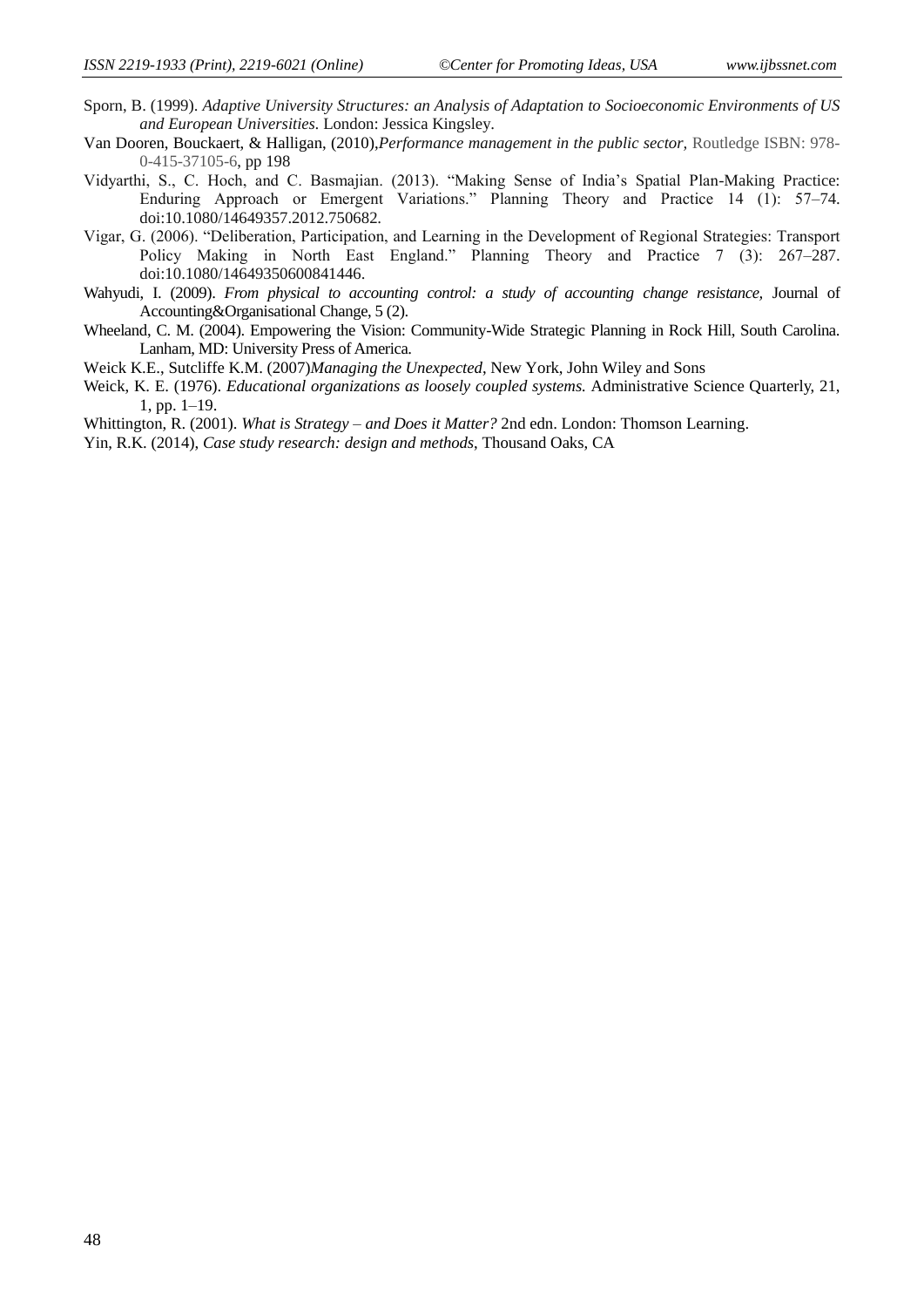Sporn, B. (1999). *Adaptive University Structures: an Analysis of Adaptation to Socioeconomic Environments of US and European Universities.* London: Jessica Kingsley.

Van Dooren, Bouckaert, & Halligan, (2010),*Performance management in the public sector,* Routledge ISBN: 978-0-415-37105-6, pp 198

Vidyarthi, S., C. Hoch, and C. Basmajian. (2013). "Making Sense of India's Spatial Plan-Making Practice: Enduring Approach or Emergent Variations." Planning Theory and Practice 14 (1): 57–74. doi:10.1080/14649357.2012.750682.

Vigar, G. (2006). "Deliberation, Participation, and Learning in the Development of Regional Strategies: Transport Policy Making in North East England." Planning Theory and Practice 7 (3): 267–287. doi:10.1080/14649350600841446.

Wahyudi, I. (2009). *From physical to accounting control: a study of accounting change resistance,* Journal of Accounting&Organisational Change, 5 (2).

Wheeland, C. M. (2004). Empowering the Vision: Community-Wide Strategic Planning in Rock Hill, South Carolina. Lanham, MD: University Press of America.

Weick K.E., Sutcliffe K.M. (2007)*Managing the Unexpected*, New York, John Wiley and Sons

Weick, K. E. (1976). *Educational organizations as loosely coupled systems.* Administrative Science Quarterly, 21, 1, pp. 1–19.

Whittington, R. (2001). *What is Strategy – and Does it Matter?* 2nd edn. London: Thomson Learning.

Yin, R.K. (2014), *Case study research: design and methods*, Thousand Oaks, CA